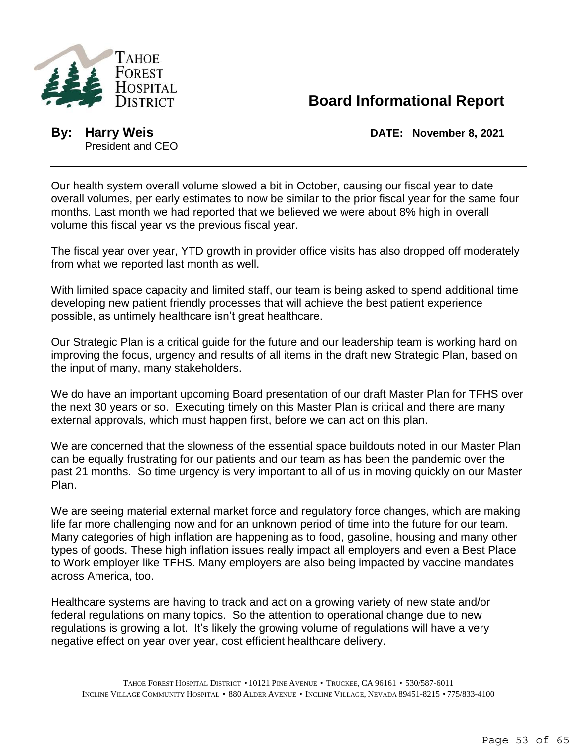Tahoe Forest Hospital District

# Board Informational Report

**By: Harry Weis**
President and CEO

**DATE: November 8, 2021**

---

Our health system overall volume slowed a bit in October, causing our fiscal year to date overall volumes, per early estimates to now be similar to the prior fiscal year for the same four months. Last month we had reported that we believed we were about 8% high in overall volume this fiscal year vs the previous fiscal year.

The fiscal year over year, YTD growth in provider office visits has also dropped off moderately from what we reported last month as well.

With limited space capacity and limited staff, our team is being asked to spend additional time developing new patient friendly processes that will achieve the best patient experience possible, as untimely healthcare isn't great healthcare.

Our Strategic Plan is a critical guide for the future and our leadership team is working hard on improving the focus, urgency and results of all items in the draft new Strategic Plan, based on the input of many, many stakeholders.

We do have an important upcoming Board presentation of our draft Master Plan for TFHS over the next 30 years or so. Executing timely on this Master Plan is critical and there are many external approvals, which must happen first, before we can act on this plan.

We are concerned that the slowness of the essential space buildouts noted in our Master Plan can be equally frustrating for our patients and our team as has been the pandemic over the past 21 months. So time urgency is very important to all of us in moving quickly on our Master Plan.

We are seeing material external market force and regulatory force changes, which are making life far more challenging now and for an unknown period of time into the future for our team. Many categories of high inflation are happening as to food, gasoline, housing and many other types of goods. These high inflation issues really impact all employers and even a Best Place to Work employer like TFHS. Many employers are also being impacted by vaccine mandates across America, too.

Healthcare systems are having to track and act on a growing variety of new state and/or federal regulations on many topics. So the attention to operational change due to new regulations is growing a lot. It's likely the growing volume of regulations will have a very negative effect on year over year, cost efficient healthcare delivery.

Tahoe Forest Hospital District • 10121 Pine Avenue • Truckee, CA 96161 • 530/587-6011
Incline Village Community Hospital • 880 Alder Avenue • Incline Village, Nevada 89451-8215 • 775/833-4100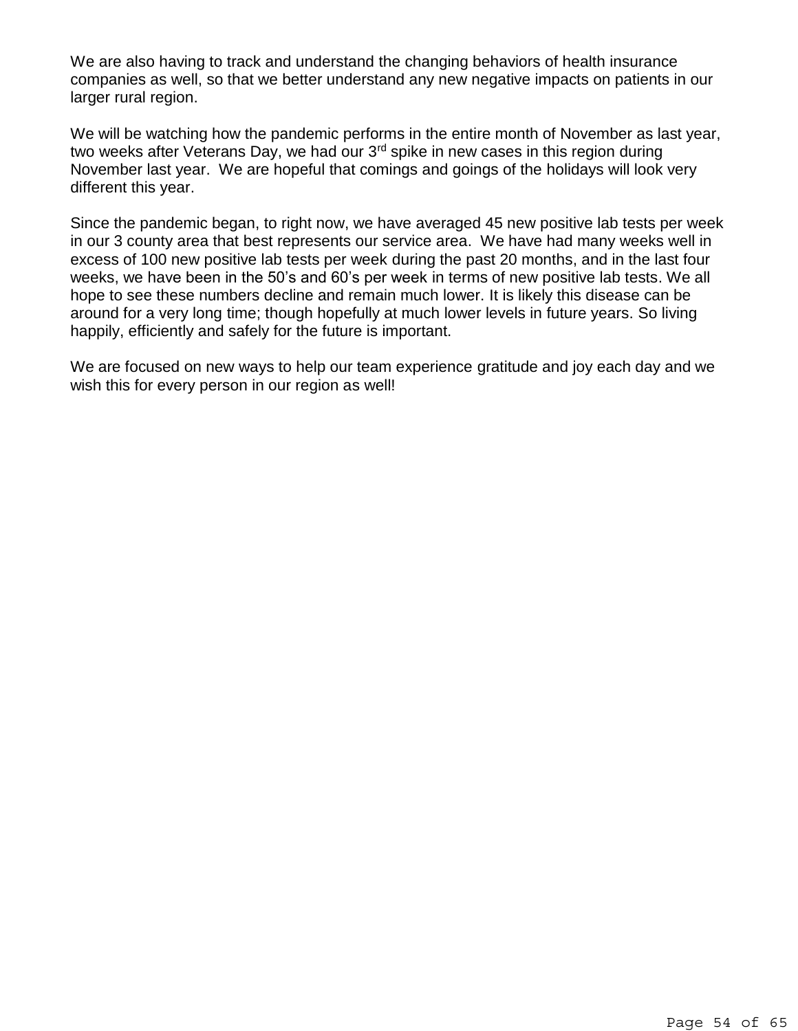We are also having to track and understand the changing behaviors of health insurance companies as well, so that we better understand any new negative impacts on patients in our larger rural region.

We will be watching how the pandemic performs in the entire month of November as last year, two weeks after Veterans Day, we had our 3rd spike in new cases in this region during November last year. We are hopeful that comings and goings of the holidays will look very different this year.

Since the pandemic began, to right now, we have averaged 45 new positive lab tests per week in our 3 county area that best represents our service area. We have had many weeks well in excess of 100 new positive lab tests per week during the past 20 months, and in the last four weeks, we have been in the 50's and 60's per week in terms of new positive lab tests. We all hope to see these numbers decline and remain much lower. It is likely this disease can be around for a very long time; though hopefully at much lower levels in future years. So living happily, efficiently and safely for the future is important.

We are focused on new ways to help our team experience gratitude and joy each day and we wish this for every person in our region as well!